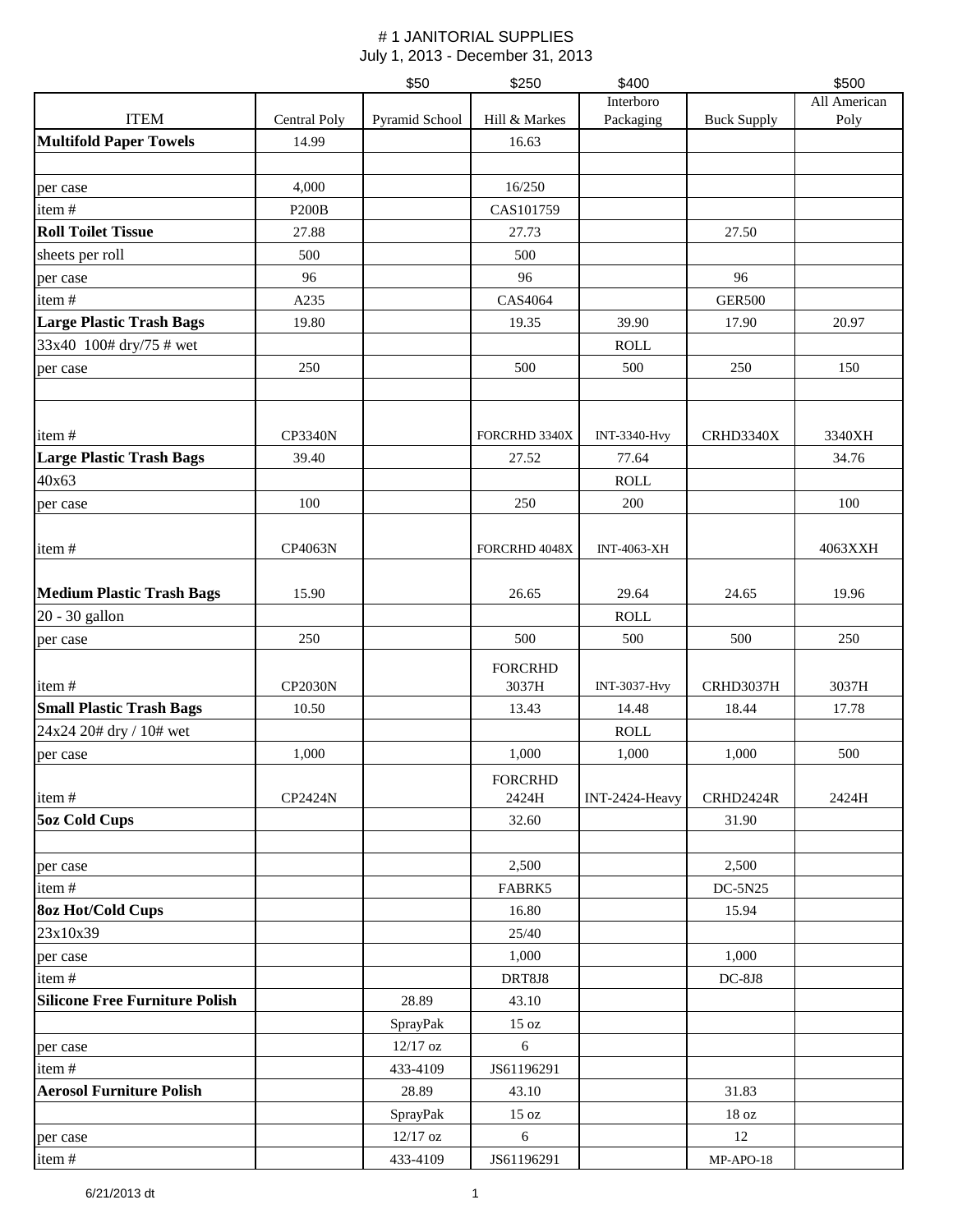# # 1 JANITORIAL SUPPLIES

July 1, 2013 - December 31, 2013

| | | $50 | $250 | $400 | | $500 |
|---|---|---|---|---|---|---|
| ITEM | Central Poly | Pyramid School | Hill & Markes | Interboro Packaging | Buck Supply | All American Poly |
| **Multifold Paper Towels** | 14.99 | | 16.63 | | | |
| | | | | | | |
| per case | 4,000 | | 16/250 | | | |
| item # | P200B | | CAS101759 | | | |
| **Roll Toilet Tissue** | 27.88 | | 27.73 | | 27.50 | |
| sheets per roll | 500 | | 500 | | | |
| per case | 96 | | 96 | | 96 | |
| item # | A235 | | CAS4064 | | GER500 | |
| **Large Plastic Trash Bags** | 19.80 | | 19.35 | 39.90 | 17.90 | 20.97 |
| 33x40 100# dry/75 # wet | | | | ROLL | | |
| per case | 250 | | 500 | 500 | 250 | 150 |
| | | | | | | |
| item # | CP3340N | | FORCRHD 3340X | INT-3340-Hvy | CRHD3340X | 3340XH |
| **Large Plastic Trash Bags** | 39.40 | | 27.52 | 77.64 | | 34.76 |
| 40x63 | | | | ROLL | | |
| per case | 100 | | 250 | 200 | | 100 |
| item # | CP4063N | | FORCRHD 4048X | INT-4063-XH | | 4063XXH |
| **Medium Plastic Trash Bags** | 15.90 | | 26.65 | 29.64 | 24.65 | 19.96 |
| 20 - 30 gallon | | | | ROLL | | |
| per case | 250 | | 500 | 500 | 500 | 250 |
| item # | CP2030N | | FORCRHD 3037H | INT-3037-Hvy | CRHD3037H | 3037H |
| **Small Plastic Trash Bags** | 10.50 | | 13.43 | 14.48 | 18.44 | 17.78 |
| 24x24 20# dry / 10# wet | | | | ROLL | | |
| per case | 1,000 | | 1,000 | 1,000 | 1,000 | 500 |
| item # | CP2424N | | FORCRHD 2424H | INT-2424-Heavy | CRHD2424R | 2424H |
| **5oz Cold Cups** | | | 32.60 | | 31.90 | |
| | | | | | | |
| per case | | | 2,500 | | 2,500 | |
| item # | | | FABRK5 | | DC-5N25 | |
| **8oz Hot/Cold Cups** | | | 16.80 | | 15.94 | |
| 23x10x39 | | | 25/40 | | | |
| per case | | | 1,000 | | 1,000 | |
| item # | | | DRT8J8 | | DC-8J8 | |
| **Silicone Free Furniture Polish** | | 28.89 | 43.10 | | | |
| | | SprayPak | 15 oz | | | |
| per case | | 12/17 oz | 6 | | | |
| item # | | 433-4109 | JS61196291 | | | |
| **Aerosol Furniture Polish** | | 28.89 | 43.10 | | 31.83 | |
| | | SprayPak | 15 oz | | 18 oz | |
| per case | | 12/17 oz | 6 | | 12 | |
| item # | | 433-4109 | JS61196291 | | MP-APO-18 | |

6/21/2013 dt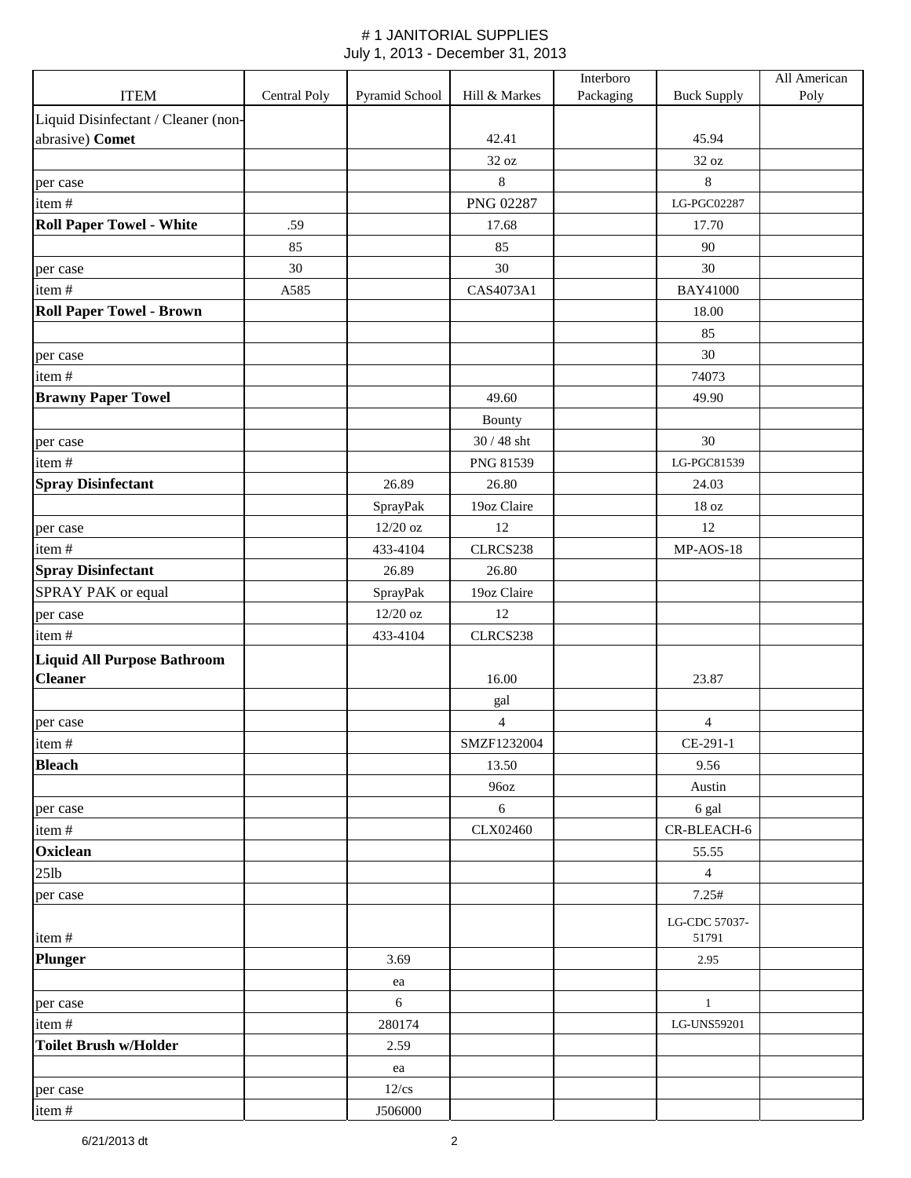# # 1 JANITORIAL SUPPLIES

July 1, 2013 - December 31, 2013

| ITEM | Central Poly | Pyramid School | Hill & Markes | Interboro Packaging | Buck Supply | All American Poly |
|---|---|---|---|---|---|---|
| Liquid Disinfectant / Cleaner (non-abrasive) **Comet** | | | 42.41 | | 45.94 | |
| | | | 32 oz | | 32 oz | |
| per case | | | 8 | | 8 | |
| item # | | | PNG 02287 | | LG-PGC02287 | |
| **Roll Paper Towel - White** | .59 | | 17.68 | | 17.70 | |
| | 85 | | 85 | | 90 | |
| per case | 30 | | 30 | | 30 | |
| item # | A585 | | CAS4073A1 | | BAY41000 | |
| **Roll Paper Towel - Brown** | | | | | 18.00 | |
| | | | | | 85 | |
| per case | | | | | 30 | |
| item # | | | | | 74073 | |
| **Brawny Paper Towel** | | | 49.60 | | 49.90 | |
| | | | Bounty | | | |
| per case | | | 30 / 48 sht | | 30 | |
| item # | | | PNG 81539 | | LG-PGC81539 | |
| **Spray Disinfectant** | | 26.89 | 26.80 | | 24.03 | |
| | | SprayPak | 19oz Claire | | 18 oz | |
| per case | | 12/20 oz | 12 | | 12 | |
| item # | | 433-4104 | CLRCS238 | | MP-AOS-18 | |
| **Spray Disinfectant** | | 26.89 | 26.80 | | | |
| SPRAY PAK or equal | | SprayPak | 19oz Claire | | | |
| per case | | 12/20 oz | 12 | | | |
| item # | | 433-4104 | CLRCS238 | | | |
| **Liquid All Purpose Bathroom Cleaner** | | | 16.00 | | 23.87 | |
| | | | gal | | | |
| per case | | | 4 | | 4 | |
| item # | | | SMZF1232004 | | CE-291-1 | |
| **Bleach** | | | 13.50 | | 9.56 | |
| | | | 96oz | | Austin | |
| per case | | | 6 | | 6 gal | |
| item # | | | CLX02460 | | CR-BLEACH-6 | |
| **Oxiclean** | | | | | 55.55 | |
| 25lb | | | | | 4 | |
| per case | | | | | 7.25# | |
| item # | | | | | LG-CDC 57037-51791 | |
| **Plunger** | | 3.69 | | | 2.95 | |
| | | ea | | | | |
| per case | | 6 | | | 1 | |
| item # | | 280174 | | | LG-UNS59201 | |
| **Toilet Brush w/Holder** | | 2.59 | | | | |
| | | ea | | | | |
| per case | | 12/cs | | | | |
| item # | | J506000 | | | | |

6/21/2013 dt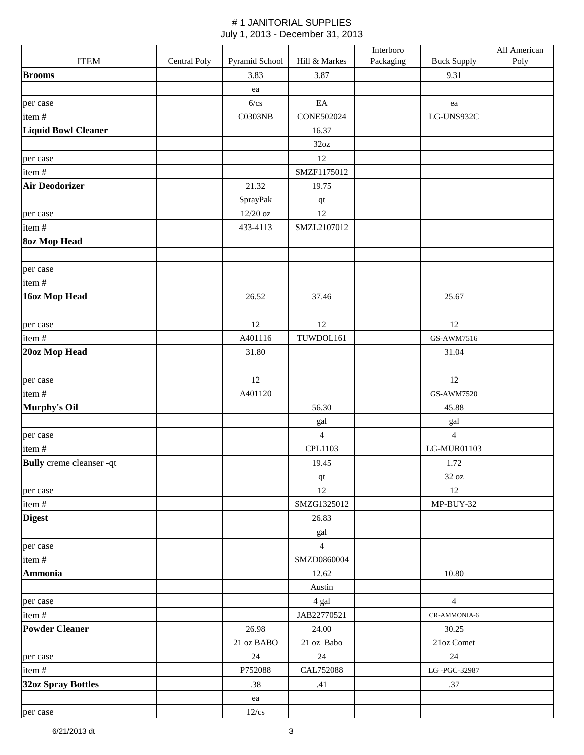# # 1 JANITORIAL SUPPLIES

July 1, 2013 - December 31, 2013

| ITEM | Central Poly | Pyramid School | Hill & Markes | Interboro Packaging | Buck Supply | All American Poly |
|---|---|---|---|---|---|---|
| **Brooms** | | 3.83 | 3.87 | | 9.31 | |
| | | ea | | | | |
| per case | | 6/cs | EA | | ea | |
| item # | | C0303NB | CONE502024 | | LG-UNS932C | |
| **Liquid Bowl Cleaner** | | | 16.37 | | | |
| | | | 32oz | | | |
| per case | | | 12 | | | |
| item # | | | SMZF1175012 | | | |
| **Air Deodorizer** | | 21.32 | 19.75 | | | |
| | | SprayPak | qt | | | |
| per case | | 12/20 oz | 12 | | | |
| item # | | 433-4113 | SMZL2107012 | | | |
| **8oz Mop Head** | | | | | | |
| | | | | | | |
| per case | | | | | | |
| item # | | | | | | |
| **16oz Mop Head** | | 26.52 | 37.46 | | 25.67 | |
| | | | | | | |
| per case | | 12 | 12 | | 12 | |
| item # | | A401116 | TUWDOL161 | | GS-AWM7516 | |
| **20oz Mop Head** | | 31.80 | | | 31.04 | |
| | | | | | | |
| per case | | 12 | | | 12 | |
| item # | | A401120 | | | GS-AWM7520 | |
| **Murphy's Oil** | | | 56.30 | | 45.88 | |
| | | | gal | | gal | |
| per case | | | 4 | | 4 | |
| item # | | | CPL1103 | | LG-MUR01103 | |
| **Bully** creme cleanser -qt | | | 19.45 | | 1.72 | |
| | | | qt | | 32 oz | |
| per case | | | 12 | | 12 | |
| item # | | | SMZG1325012 | | MP-BUY-32 | |
| **Digest** | | | 26.83 | | | |
| | | | gal | | | |
| per case | | | 4 | | | |
| item # | | | SMZD0860004 | | | |
| **Ammonia** | | | 12.62 | | 10.80 | |
| | | | Austin | | | |
| per case | | | 4 gal | | 4 | |
| item # | | | JAB22770521 | | CR-AMMONIA-6 | |
| **Powder Cleaner** | | 26.98 | 24.00 | | 30.25 | |
| | | 21 oz BABO | 21 oz Babo | | 21oz Comet | |
| per case | | 24 | 24 | | 24 | |
| item # | | P752088 | CAL752088 | | LG -PGC-32987 | |
| **32oz Spray Bottles** | | .38 | .41 | | .37 | |
| | | ea | | | | |
| per case | | 12/cs | | | | |

6/21/2013 dt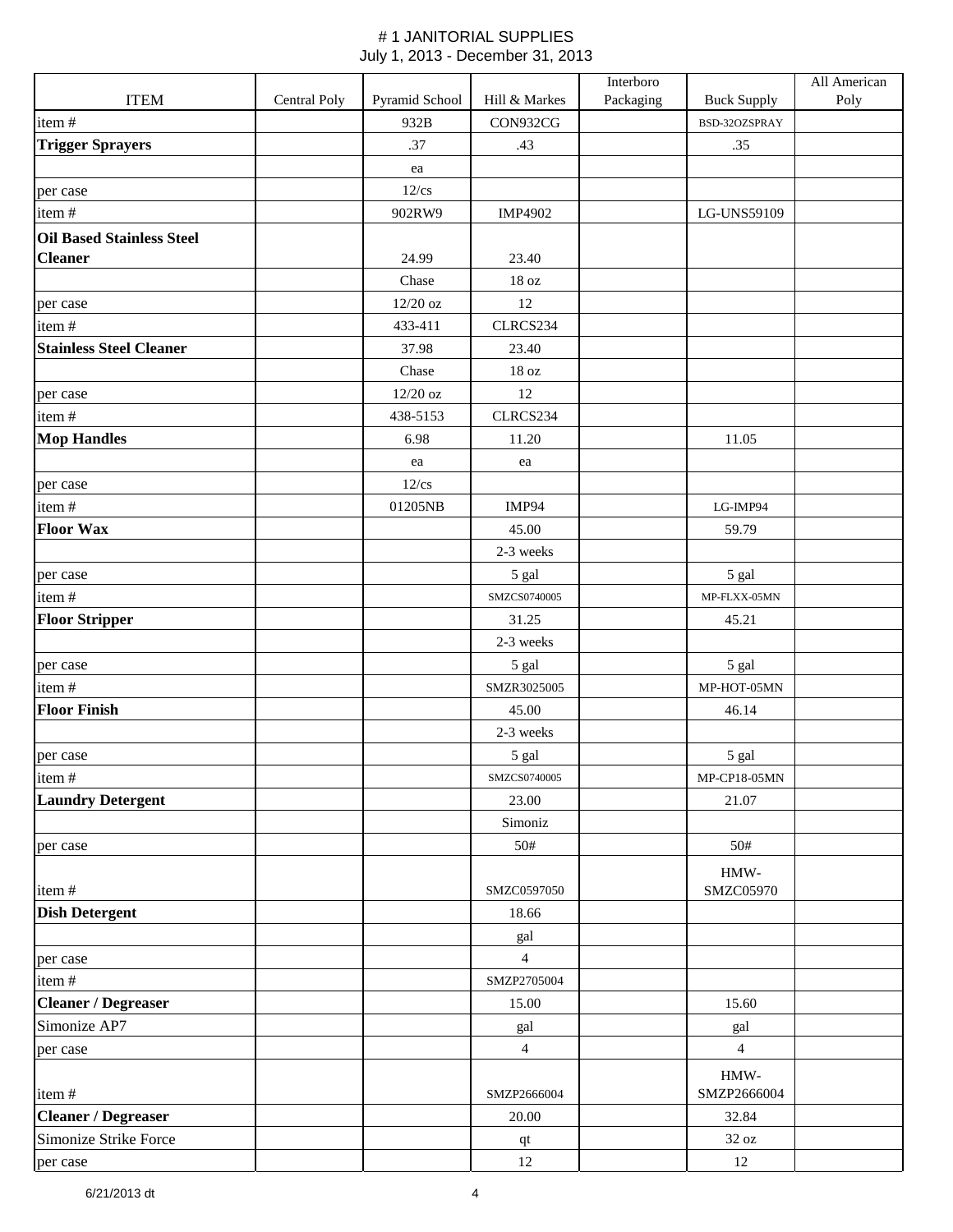# # 1 JANITORIAL SUPPLIES

July 1, 2013 - December 31, 2013

| ITEM | Central Poly | Pyramid School | Hill & Markes | Interboro Packaging | Buck Supply | All American Poly |
|---|---|---|---|---|---|---|
| item # | | 932B | CON932CG | | BSD-32OZSPRAY | |
| **Trigger Sprayers** | | .37 | .43 | | .35 | |
| | | ea | | | | |
| per case | | 12/cs | | | | |
| item # | | 902RW9 | IMP4902 | | LG-UNS59109 | |
| **Oil Based Stainless Steel Cleaner** | | 24.99 | 23.40 | | | |
| | | Chase | 18 oz | | | |
| per case | | 12/20 oz | 12 | | | |
| item # | | 433-411 | CLRCS234 | | | |
| **Stainless Steel Cleaner** | | 37.98 | 23.40 | | | |
| | | Chase | 18 oz | | | |
| per case | | 12/20 oz | 12 | | | |
| item # | | 438-5153 | CLRCS234 | | | |
| **Mop Handles** | | 6.98 | 11.20 | | 11.05 | |
| | | ea | ea | | | |
| per case | | 12/cs | | | | |
| item # | | 01205NB | IMP94 | | LG-IMP94 | |
| **Floor Wax** | | | 45.00 | | 59.79 | |
| | | | 2-3 weeks | | | |
| per case | | | 5 gal | | 5 gal | |
| item # | | | SMZCS0740005 | | MP-FLXX-05MN | |
| **Floor Stripper** | | | 31.25 | | 45.21 | |
| | | | 2-3 weeks | | | |
| per case | | | 5 gal | | 5 gal | |
| item # | | | SMZR3025005 | | MP-HOT-05MN | |
| **Floor Finish** | | | 45.00 | | 46.14 | |
| | | | 2-3 weeks | | | |
| per case | | | 5 gal | | 5 gal | |
| item # | | | SMZCS0740005 | | MP-CP18-05MN | |
| **Laundry Detergent** | | | 23.00 | | 21.07 | |
| | | | Simoniz | | | |
| per case | | | 50# | | 50# | |
| item # | | | SMZC0597050 | | HMW-SMZC05970 | |
| **Dish Detergent** | | | 18.66 | | | |
| | | | gal | | | |
| per case | | | 4 | | | |
| item # | | | SMZP2705004 | | | |
| **Cleaner / Degreaser** | | | 15.00 | | 15.60 | |
| Simonize AP7 | | | gal | | gal | |
| per case | | | 4 | | 4 | |
| item # | | | SMZP2666004 | | HMW-SMZP2666004 | |
| **Cleaner / Degreaser** | | | 20.00 | | 32.84 | |
| Simonize Strike Force | | | qt | | 32 oz | |
| per case | | | 12 | | 12 | |

6/21/2013 dt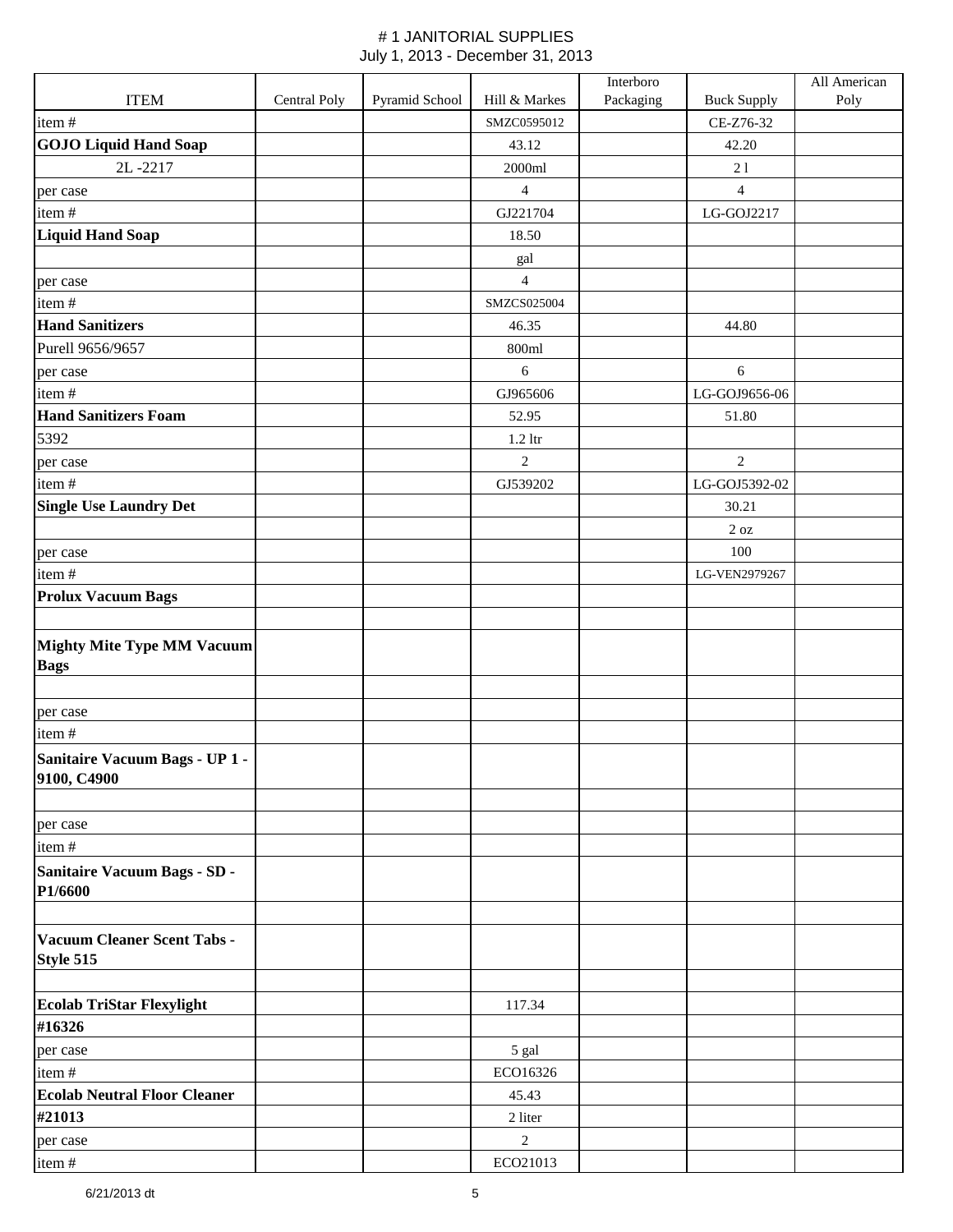# # 1 JANITORIAL SUPPLIES

July 1, 2013 - December 31, 2013

| ITEM | Central Poly | Pyramid School | Hill & Markes | Interboro Packaging | Buck Supply | All American Poly |
|---|---|---|---|---|---|---|
| item # | | | SMZC0595012 | | CE-Z76-32 | |
| **GOJO Liquid Hand Soap** | | | 43.12 | | 42.20 | |
| 2L -2217 | | | 2000ml | | 2 l | |
| per case | | | 4 | | 4 | |
| item # | | | GJ221704 | | LG-GOJ2217 | |
| **Liquid Hand Soap** | | | 18.50 | | | |
| | | | gal | | | |
| per case | | | 4 | | | |
| item # | | | SMZCS025004 | | | |
| **Hand Sanitizers** | | | 46.35 | | 44.80 | |
| Purell 9656/9657 | | | 800ml | | | |
| per case | | | 6 | | 6 | |
| item # | | | GJ965606 | | LG-GOJ9656-06 | |
| **Hand Sanitizers Foam** | | | 52.95 | | 51.80 | |
| 5392 | | | 1.2 ltr | | | |
| per case | | | 2 | | 2 | |
| item # | | | GJ539202 | | LG-GOJ5392-02 | |
| **Single Use Laundry Det** | | | | | 30.21 | |
| | | | | | 2 oz | |
| per case | | | | | 100 | |
| item # | | | | | LG-VEN2979267 | |
| **Prolux Vacuum Bags** | | | | | | |
| | | | | | | |
| **Mighty Mite Type MM Vacuum Bags** | | | | | | |
| | | | | | | |
| per case | | | | | | |
| item # | | | | | | |
| **Sanitaire Vacuum Bags - UP 1 - 9100, C4900** | | | | | | |
| | | | | | | |
| per case | | | | | | |
| item # | | | | | | |
| **Sanitaire Vacuum Bags - SD - P1/6600** | | | | | | |
| | | | | | | |
| **Vacuum Cleaner Scent Tabs - Style 515** | | | | | | |
| | | | | | | |
| **Ecolab TriStar Flexylight** | | | 117.34 | | | |
| **#16326** | | | | | | |
| per case | | | 5 gal | | | |
| item # | | | ECO16326 | | | |
| **Ecolab Neutral Floor Cleaner** | | | 45.43 | | | |
| **#21013** | | | 2 liter | | | |
| per case | | | 2 | | | |
| item # | | | ECO21013 | | | |

6/21/2013 dt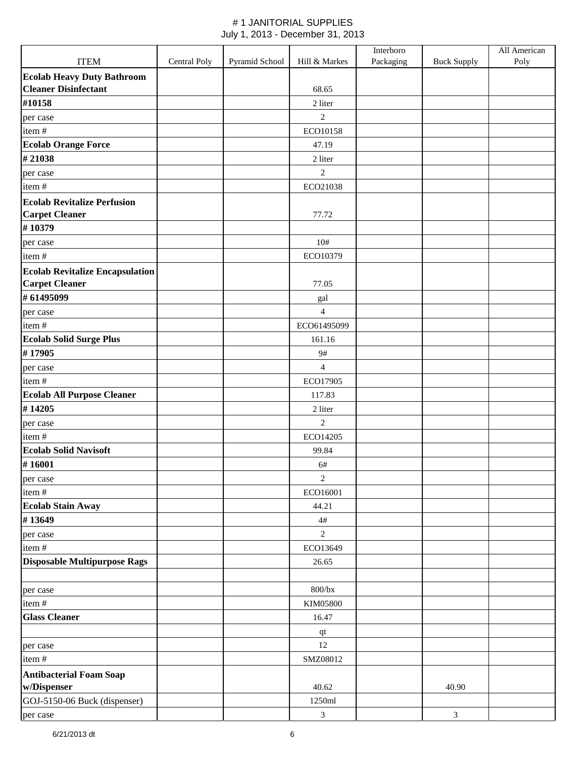# # 1 JANITORIAL SUPPLIES

July 1, 2013 - December 31, 2013

| ITEM | Central Poly | Pyramid School | Hill & Markes | Interboro Packaging | Buck Supply | All American Poly |
|---|---|---|---|---|---|---|
| **Ecolab Heavy Duty Bathroom Cleaner Disinfectant** | | | 68.65 | | | |
| **#10158** | | | 2 liter | | | |
| per case | | | 2 | | | |
| item # | | | ECO10158 | | | |
| **Ecolab Orange Force** | | | 47.19 | | | |
| **# 21038** | | | 2 liter | | | |
| per case | | | 2 | | | |
| item # | | | ECO21038 | | | |
| **Ecolab Revitalize Perfusion Carpet Cleaner** | | | 77.72 | | | |
| **# 10379** | | | | | | |
| per case | | | 10# | | | |
| item # | | | ECO10379 | | | |
| **Ecolab Revitalize Encapsulation Carpet Cleaner** | | | 77.05 | | | |
| **# 61495099** | | | gal | | | |
| per case | | | 4 | | | |
| item # | | | ECO61495099 | | | |
| **Ecolab Solid Surge Plus** | | | 161.16 | | | |
| **# 17905** | | | 9# | | | |
| per case | | | 4 | | | |
| item # | | | ECO17905 | | | |
| **Ecolab All Purpose Cleaner** | | | 117.83 | | | |
| **# 14205** | | | 2 liter | | | |
| per case | | | 2 | | | |
| item # | | | ECO14205 | | | |
| **Ecolab Solid Navisoft** | | | 99.84 | | | |
| **# 16001** | | | 6# | | | |
| per case | | | 2 | | | |
| item # | | | ECO16001 | | | |
| **Ecolab Stain Away** | | | 44.21 | | | |
| **# 13649** | | | 4# | | | |
| per case | | | 2 | | | |
| item # | | | ECO13649 | | | |
| **Disposable Multipurpose Rags** | | | 26.65 | | | |
| | | | | | | |
| per case | | | 800/bx | | | |
| item # | | | KIM05800 | | | |
| **Glass Cleaner** | | | 16.47 | | | |
| | | | qt | | | |
| per case | | | 12 | | | |
| item # | | | SMZ08012 | | | |
| **Antibacterial Foam Soap w/Dispenser** | | | 40.62 | | 40.90 | |
| GOJ-5150-06 Buck (dispenser) | | | 1250ml | | | |
| per case | | | 3 | | 3 | |

6/21/2013 dt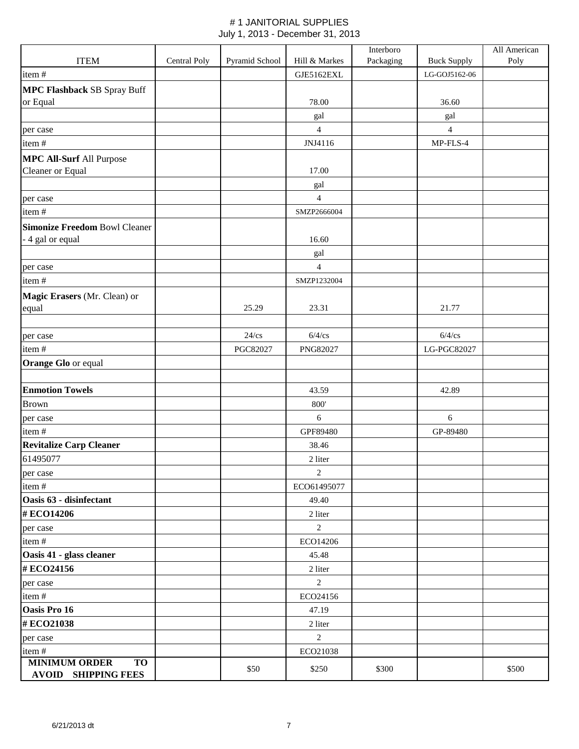# # 1 JANITORIAL SUPPLIES

July 1, 2013 - December 31, 2013

| ITEM | Central Poly | Pyramid School | Hill & Markes | Interboro Packaging | Buck Supply | All American Poly |
|---|---|---|---|---|---|---|
| item # | | | GJE5162EXL | | LG-GOJ5162-06 | |
| **MPC Flashback** SB Spray Buff or Equal | | | 78.00 | | 36.60 | |
| | | | gal | | gal | |
| per case | | | 4 | | 4 | |
| item # | | | JNJ4116 | | MP-FLS-4 | |
| **MPC All-Surf** All Purpose Cleaner or Equal | | | 17.00 | | | |
| | | | gal | | | |
| per case | | | 4 | | | |
| item # | | | SMZP2666004 | | | |
| **Simonize Freedom** Bowl Cleaner - 4 gal or equal | | | 16.60 | | | |
| | | | gal | | | |
| per case | | | 4 | | | |
| item # | | | SMZP1232004 | | | |
| **Magic Erasers** (Mr. Clean) or equal | | 25.29 | 23.31 | | 21.77 | |
| | | | | | | |
| per case | | 24/cs | 6/4/cs | | 6/4/cs | |
| item # | | PGC82027 | PNG82027 | | LG-PGC82027 | |
| **Orange Glo** or equal | | | | | | |
| | | | | | | |
| **Enmotion Towels** | | | 43.59 | | 42.89 | |
| Brown | | | 800' | | | |
| per case | | | 6 | | 6 | |
| item # | | | GPF89480 | | GP-89480 | |
| **Revitalize Carp Cleaner** | | | 38.46 | | | |
| 61495077 | | | 2 liter | | | |
| per case | | | 2 | | | |
| item # | | | ECO61495077 | | | |
| **Oasis 63 - disinfectant** | | | 49.40 | | | |
| **# ECO14206** | | | 2 liter | | | |
| per case | | | 2 | | | |
| item # | | | ECO14206 | | | |
| **Oasis 41 - glass cleaner** | | | 45.48 | | | |
| **# ECO24156** | | | 2 liter | | | |
| per case | | | 2 | | | |
| item # | | | ECO24156 | | | |
| **Oasis Pro 16** | | | 47.19 | | | |
| **# ECO21038** | | | 2 liter | | | |
| per case | | | 2 | | | |
| item # | | | ECO21038 | | | |
| **MINIMUM ORDER TO AVOID SHIPPING FEES** | | $50 | $250 | $300 | | $500 |

6/21/2013 dt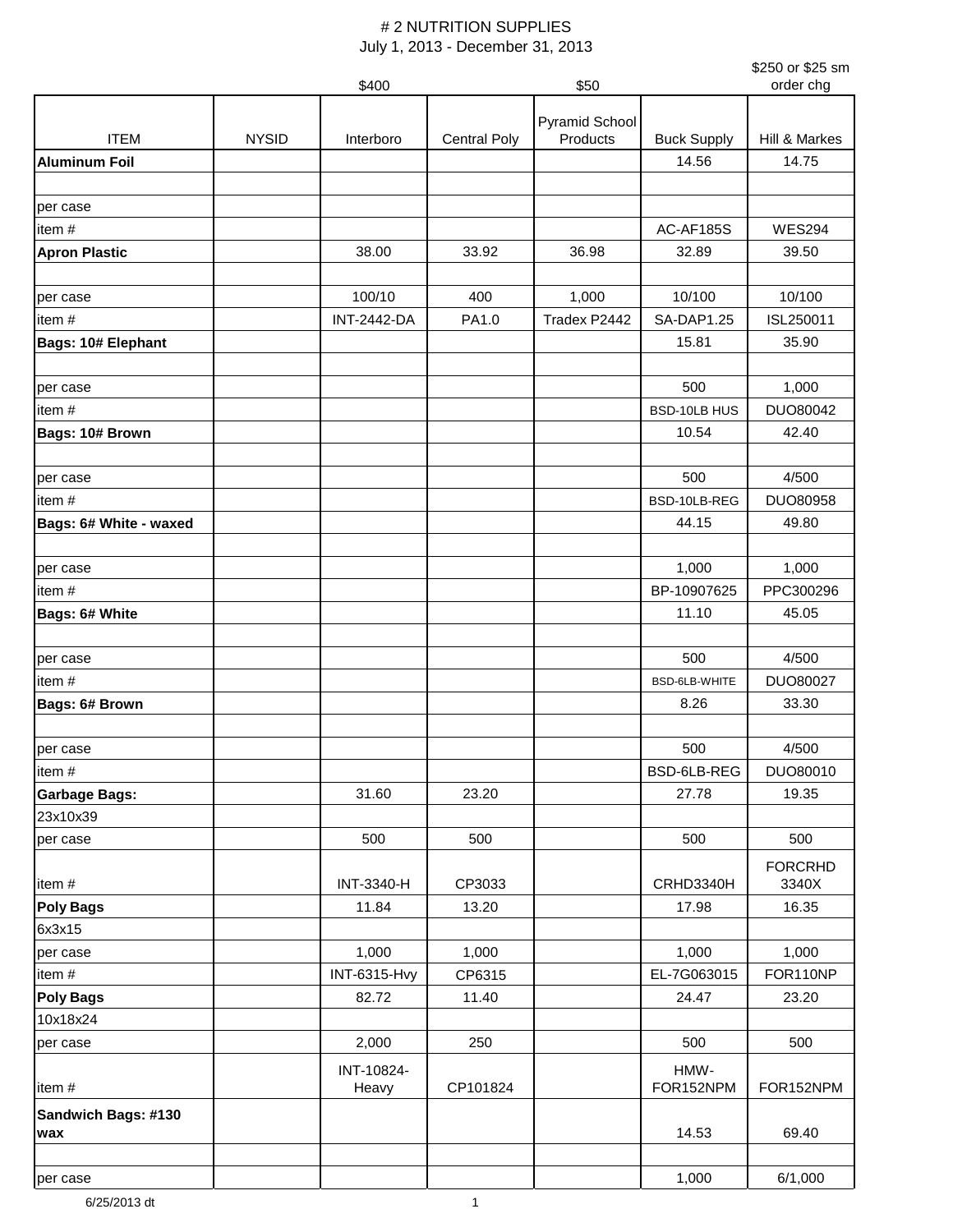# # 2 NUTRITION SUPPLIES

July 1, 2013 - December 31, 2013

| ITEM | NYSID | Interboro | Central Poly | Pyramid School Products | Buck Supply | Hill & Markes |
|---|---|---|---|---|---|---|
| | | $400 | | $50 | | $250 or $25 sm order chg |
| **Aluminum Foil** | | | | | 14.56 | 14.75 |
| | | | | | | |
| per case | | | | | | |
| item # | | | | | AC-AF185S | WES294 |
| **Apron Plastic** | | 38.00 | 33.92 | 36.98 | 32.89 | 39.50 |
| | | | | | | |
| per case | | 100/10 | 400 | 1,000 | 10/100 | 10/100 |
| item # | | INT-2442-DA | PA1.0 | Tradex P2442 | SA-DAP1.25 | ISL250011 |
| **Bags: 10# Elephant** | | | | | 15.81 | 35.90 |
| | | | | | | |
| per case | | | | | 500 | 1,000 |
| item # | | | | | BSD-10LB HUS | DUO80042 |
| **Bags: 10# Brown** | | | | | 10.54 | 42.40 |
| | | | | | | |
| per case | | | | | 500 | 4/500 |
| item # | | | | | BSD-10LB-REG | DUO80958 |
| **Bags: 6# White - waxed** | | | | | 44.15 | 49.80 |
| | | | | | | |
| per case | | | | | 1,000 | 1,000 |
| item # | | | | | BP-10907625 | PPC300296 |
| **Bags: 6# White** | | | | | 11.10 | 45.05 |
| | | | | | | |
| per case | | | | | 500 | 4/500 |
| item # | | | | | BSD-6LB-WHITE | DUO80027 |
| **Bags: 6# Brown** | | | | | 8.26 | 33.30 |
| | | | | | | |
| per case | | | | | 500 | 4/500 |
| item # | | | | | BSD-6LB-REG | DUO80010 |
| **Garbage Bags:** | | 31.60 | 23.20 | | 27.78 | 19.35 |
| 23x10x39 | | | | | | |
| per case | | 500 | 500 | | 500 | 500 |
| item # | | INT-3340-H | CP3033 | | CRHD3340H | FORCRHD 3340X |
| **Poly Bags** | | 11.84 | 13.20 | | 17.98 | 16.35 |
| 6x3x15 | | | | | | |
| per case | | 1,000 | 1,000 | | 1,000 | 1,000 |
| item # | | INT-6315-Hvy | CP6315 | | EL-7G063015 | FOR110NP |
| **Poly Bags** | | 82.72 | 11.40 | | 24.47 | 23.20 |
| 10x18x24 | | | | | | |
| per case | | 2,000 | 250 | | 500 | 500 |
| item # | | INT-10824-Heavy | CP101824 | | HMW-FOR152NPM | FOR152NPM |
| **Sandwich Bags: #130 wax** | | | | | 14.53 | 69.40 |
| | | | | | | |
| per case | | | | | 1,000 | 6/1,000 |

6/25/2013 dt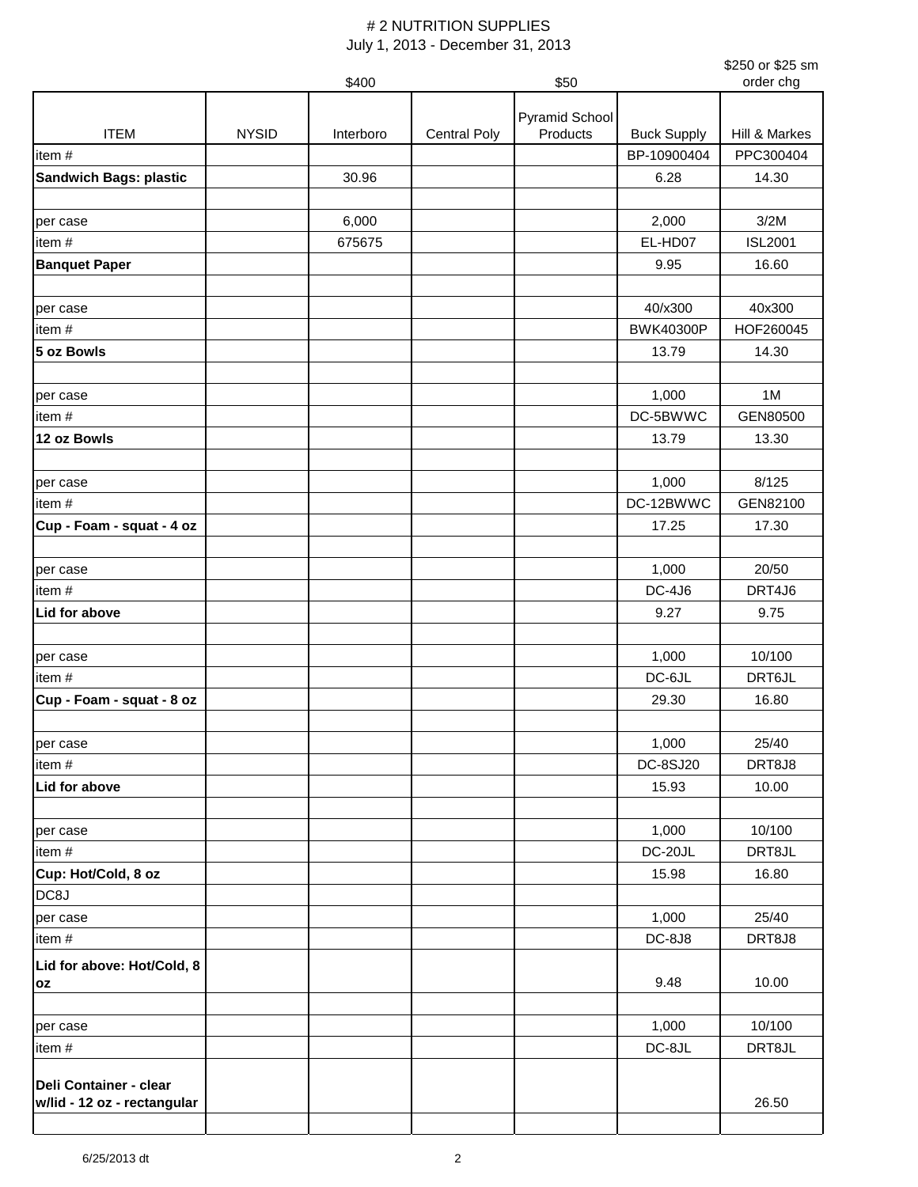# # 2 NUTRITION SUPPLIES

July 1, 2013 - December 31, 2013

| ITEM | NYSID | Interboro | Central Poly | Pyramid School Products | Buck Supply | Hill & Markes |
|---|---|---|---|---|---|---|
| | | $400 | | $50 | | $250 or $25 sm order chg |
| item # | | | | | BP-10900404 | PPC300404 |
| **Sandwich Bags: plastic** | | 30.96 | | | 6.28 | 14.30 |
| | | | | | | |
| per case | | 6,000 | | | 2,000 | 3/2M |
| item # | | 675675 | | | EL-HD07 | ISL2001 |
| **Banquet Paper** | | | | | 9.95 | 16.60 |
| | | | | | | |
| per case | | | | | 40/x300 | 40x300 |
| item # | | | | | BWK40300P | HOF260045 |
| **5 oz Bowls** | | | | | 13.79 | 14.30 |
| | | | | | | |
| per case | | | | | 1,000 | 1M |
| item # | | | | | DC-5BWWC | GEN80500 |
| **12 oz Bowls** | | | | | 13.79 | 13.30 |
| | | | | | | |
| per case | | | | | 1,000 | 8/125 |
| item # | | | | | DC-12BWWC | GEN82100 |
| **Cup - Foam - squat - 4 oz** | | | | | 17.25 | 17.30 |
| | | | | | | |
| per case | | | | | 1,000 | 20/50 |
| item # | | | | | DC-4J6 | DRT4J6 |
| **Lid for above** | | | | | 9.27 | 9.75 |
| | | | | | | |
| per case | | | | | 1,000 | 10/100 |
| item # | | | | | DC-6JL | DRT6JL |
| **Cup - Foam - squat - 8 oz** | | | | | 29.30 | 16.80 |
| | | | | | | |
| per case | | | | | 1,000 | 25/40 |
| item # | | | | | DC-8SJ20 | DRT8J8 |
| **Lid for above** | | | | | 15.93 | 10.00 |
| | | | | | | |
| per case | | | | | 1,000 | 10/100 |
| item # | | | | | DC-20JL | DRT8JL |
| **Cup: Hot/Cold, 8 oz** | | | | | 15.98 | 16.80 |
| DC8J | | | | | | |
| per case | | | | | 1,000 | 25/40 |
| item # | | | | | DC-8J8 | DRT8J8 |
| **Lid for above: Hot/Cold, 8 oz** | | | | | 9.48 | 10.00 |
| | | | | | | |
| per case | | | | | 1,000 | 10/100 |
| item # | | | | | DC-8JL | DRT8JL |
| **Deli Container - clear w/lid - 12 oz - rectangular** | | | | | | 26.50 |
| | | | | | | |

6/25/2013 dt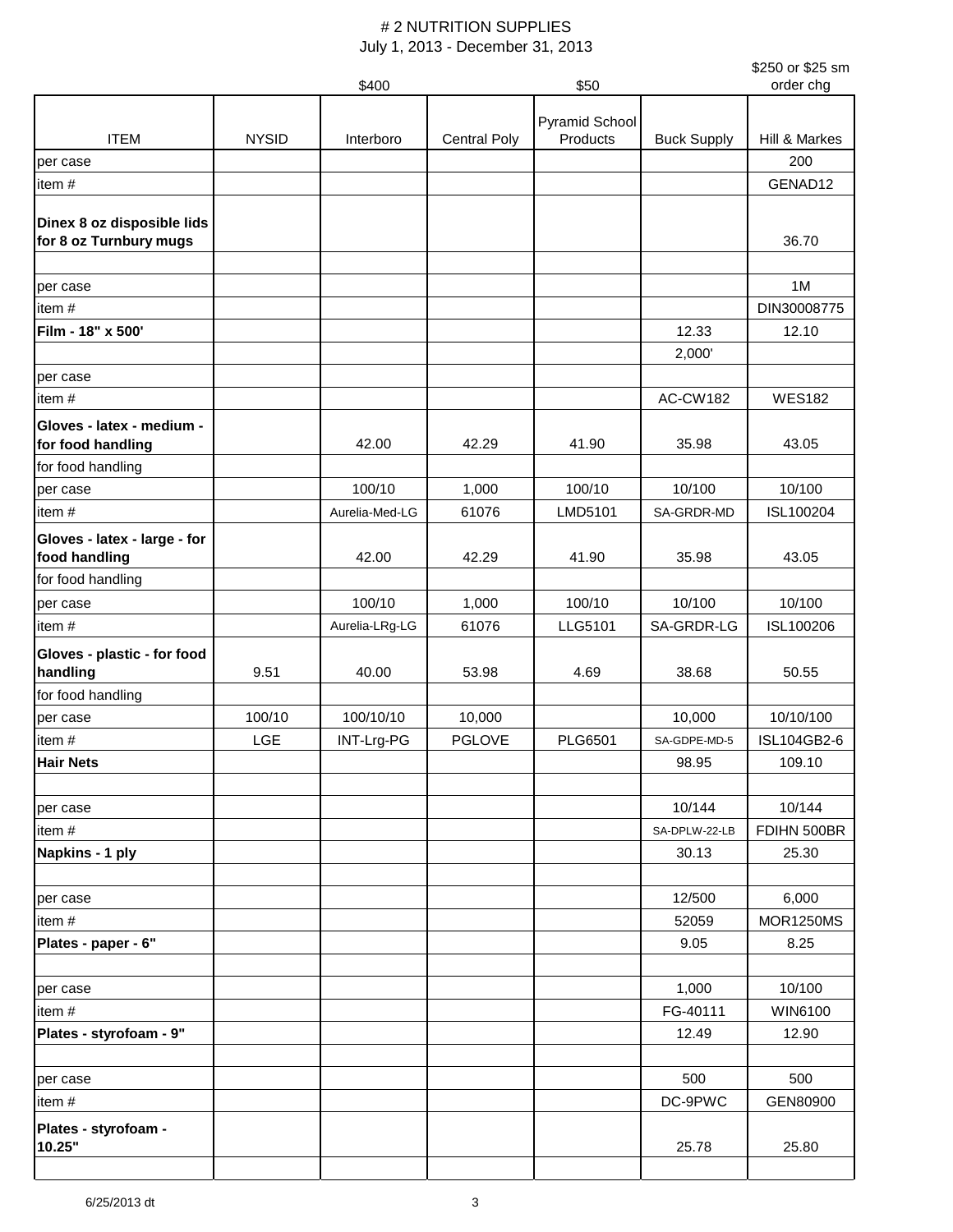# # 2 NUTRITION SUPPLIES

July 1, 2013 - December 31, 2013

| | | $400 | | $50 | | $250 or $25 sm order chg |
|---|---|---|---|---|---|---|
| ITEM | NYSID | Interboro | Central Poly | Pyramid School Products | Buck Supply | Hill & Markes |
| per case | | | | | | 200 |
| item # | | | | | | GENAD12 |
| **Dinex 8 oz disposible lids for 8 oz Turnbury mugs** | | | | | | 36.70 |
| | | | | | | |
| per case | | | | | | 1M |
| item # | | | | | | DIN30008775 |
| **Film - 18" x 500'** | | | | | 12.33 | 12.10 |
| | | | | | 2,000' | |
| per case | | | | | | |
| item # | | | | | AC-CW182 | WES182 |
| **Gloves - latex - medium - for food handling** | | 42.00 | 42.29 | 41.90 | 35.98 | 43.05 |
| for food handling | | | | | | |
| per case | | 100/10 | 1,000 | 100/10 | 10/100 | 10/100 |
| item # | | Aurelia-Med-LG | 61076 | LMD5101 | SA-GRDR-MD | ISL100204 |
| **Gloves - latex - large - for food handling** | | 42.00 | 42.29 | 41.90 | 35.98 | 43.05 |
| for food handling | | | | | | |
| per case | | 100/10 | 1,000 | 100/10 | 10/100 | 10/100 |
| item # | | Aurelia-LRg-LG | 61076 | LLG5101 | SA-GRDR-LG | ISL100206 |
| **Gloves - plastic - for food handling** | 9.51 | 40.00 | 53.98 | 4.69 | 38.68 | 50.55 |
| for food handling | | | | | | |
| per case | 100/10 | 100/10/10 | 10,000 | | 10,000 | 10/10/100 |
| item # | LGE | INT-Lrg-PG | PGLOVE | PLG6501 | SA-GDPE-MD-5 | ISL104GB2-6 |
| **Hair Nets** | | | | | 98.95 | 109.10 |
| | | | | | | |
| per case | | | | | 10/144 | 10/144 |
| item # | | | | | SA-DPLW-22-LB | FDIHN 500BR |
| **Napkins - 1 ply** | | | | | 30.13 | 25.30 |
| | | | | | | |
| per case | | | | | 12/500 | 6,000 |
| item # | | | | | 52059 | MOR1250MS |
| **Plates - paper - 6"** | | | | | 9.05 | 8.25 |
| | | | | | | |
| per case | | | | | 1,000 | 10/100 |
| item # | | | | | FG-40111 | WIN6100 |
| **Plates - styrofoam - 9"** | | | | | 12.49 | 12.90 |
| | | | | | | |
| per case | | | | | 500 | 500 |
| item # | | | | | DC-9PWC | GEN80900 |
| **Plates - styrofoam - 10.25"** | | | | | 25.78 | 25.80 |
| | | | | | | |

6/25/2013 dt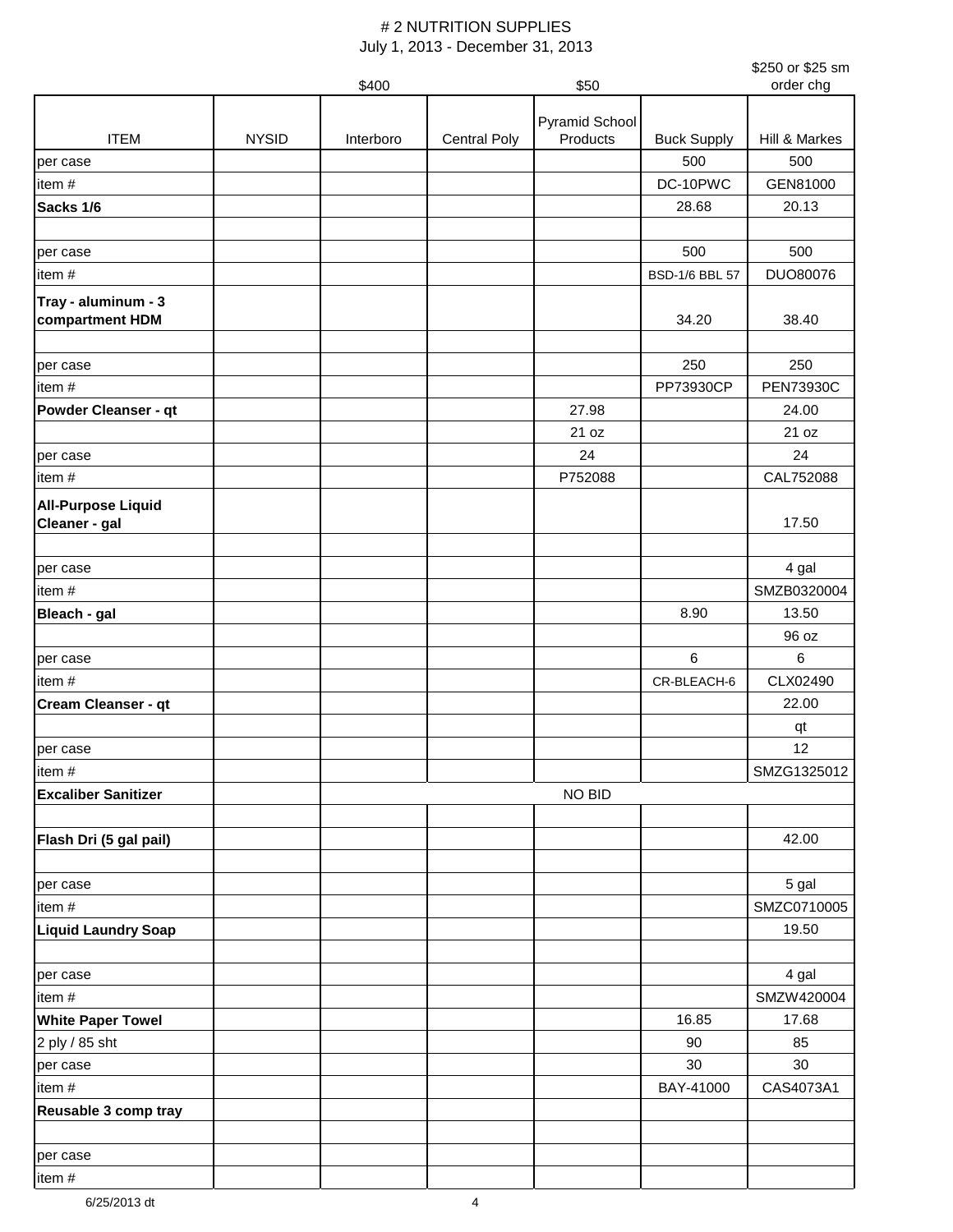# # 2 NUTRITION SUPPLIES

July 1, 2013 - December 31, 2013

| ITEM | NYSID | Interboro | Central Poly | Pyramid School Products | Buck Supply | Hill & Markes |
|---|---|---|---|---|---|---|
| | | $400 | | $50 | | $250 or $25 sm order chg |
| per case | | | | | 500 | 500 |
| item # | | | | | DC-10PWC | GEN81000 |
| **Sacks 1/6** | | | | | 28.68 | 20.13 |
| | | | | | | |
| per case | | | | | 500 | 500 |
| item # | | | | | BSD-1/6 BBL 57 | DUO80076 |
| **Tray - aluminum - 3 compartment HDM** | | | | | 34.20 | 38.40 |
| | | | | | | |
| per case | | | | | 250 | 250 |
| item # | | | | | PP73930CP | PEN73930C |
| **Powder Cleanser - qt** | | | | 27.98 | | 24.00 |
| | | | | 21 oz | | 21 oz |
| per case | | | | 24 | | 24 |
| item # | | | | P752088 | | CAL752088 |
| **All-Purpose Liquid Cleaner - gal** | | | | | | 17.50 |
| | | | | | | |
| per case | | | | | | 4 gal |
| item # | | | | | | SMZB0320004 |
| **Bleach - gal** | | | | | 8.90 | 13.50 |
| | | | | | | 96 oz |
| per case | | | | | 6 | 6 |
| item # | | | | | CR-BLEACH-6 | CLX02490 |
| **Cream Cleanser - qt** | | | | | | 22.00 |
| | | | | | | qt |
| per case | | | | | | 12 |
| item # | | | | | | SMZG1325012 |
| **Excaliber Sanitizer** | | | | NO BID | | |
| | | | | | | |
| **Flash Dri (5 gal pail)** | | | | | | 42.00 |
| | | | | | | |
| per case | | | | | | 5 gal |
| item # | | | | | | SMZC0710005 |
| **Liquid Laundry Soap** | | | | | | 19.50 |
| | | | | | | |
| per case | | | | | | 4 gal |
| item # | | | | | | SMZW420004 |
| **White Paper Towel** | | | | | 16.85 | 17.68 |
| 2 ply / 85 sht | | | | | 90 | 85 |
| per case | | | | | 30 | 30 |
| item # | | | | | BAY-41000 | CAS4073A1 |
| **Reusable 3 comp tray** | | | | | | |
| | | | | | | |
| per case | | | | | | |
| item # | | | | | | |

6/25/2013 dt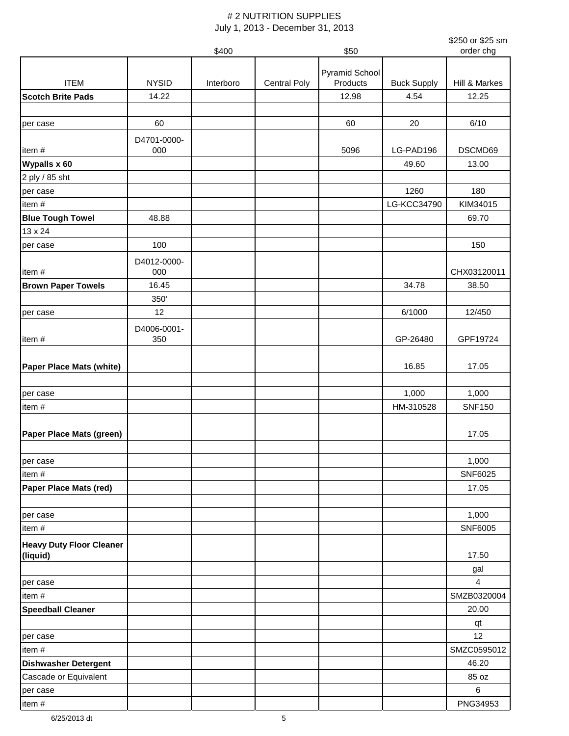# # 2 NUTRITION SUPPLIES

July 1, 2013 - December 31, 2013

| | | $400 | | $50 | | $250 or $25 sm order chg |
|---|---|---|---|---|---|---|
| ITEM | NYSID | Interboro | Central Poly | Pyramid School Products | Buck Supply | Hill & Markes |
| **Scotch Brite Pads** | 14.22 | | | 12.98 | 4.54 | 12.25 |
| | | | | | | |
| per case | 60 | | | 60 | 20 | 6/10 |
| item # | D4701-0000-000 | | | 5096 | LG-PAD196 | DSCMD69 |
| **Wypalls x 60** | | | | | 49.60 | 13.00 |
| 2 ply / 85 sht | | | | | | |
| per case | | | | | 1260 | 180 |
| item # | | | | | LG-KCC34790 | KIM34015 |
| **Blue Tough Towel** | 48.88 | | | | | 69.70 |
| 13 x 24 | | | | | | |
| per case | 100 | | | | | 150 |
| item # | D4012-0000-000 | | | | | CHX03120011 |
| **Brown Paper Towels** | 16.45 | | | | 34.78 | 38.50 |
| | 350' | | | | | |
| per case | 12 | | | | 6/1000 | 12/450 |
| item # | D4006-0001-350 | | | | GP-26480 | GPF19724 |
| **Paper Place Mats (white)** | | | | | 16.85 | 17.05 |
| | | | | | | |
| per case | | | | | 1,000 | 1,000 |
| item # | | | | | HM-310528 | SNF150 |
| **Paper Place Mats (green)** | | | | | | 17.05 |
| | | | | | | |
| per case | | | | | | 1,000 |
| item # | | | | | | SNF6025 |
| **Paper Place Mats (red)** | | | | | | 17.05 |
| | | | | | | |
| per case | | | | | | 1,000 |
| item # | | | | | | SNF6005 |
| **Heavy Duty Floor Cleaner (liquid)** | | | | | | 17.50 |
| | | | | | | gal |
| per case | | | | | | 4 |
| item # | | | | | | SMZB0320004 |
| **Speedball Cleaner** | | | | | | 20.00 |
| | | | | | | qt |
| per case | | | | | | 12 |
| item # | | | | | | SMZC0595012 |
| **Dishwasher Detergent** | | | | | | 46.20 |
| Cascade or Equivalent | | | | | | 85 oz |
| per case | | | | | | 6 |
| item # | | | | | | PNG34953 |

6/25/2013 dt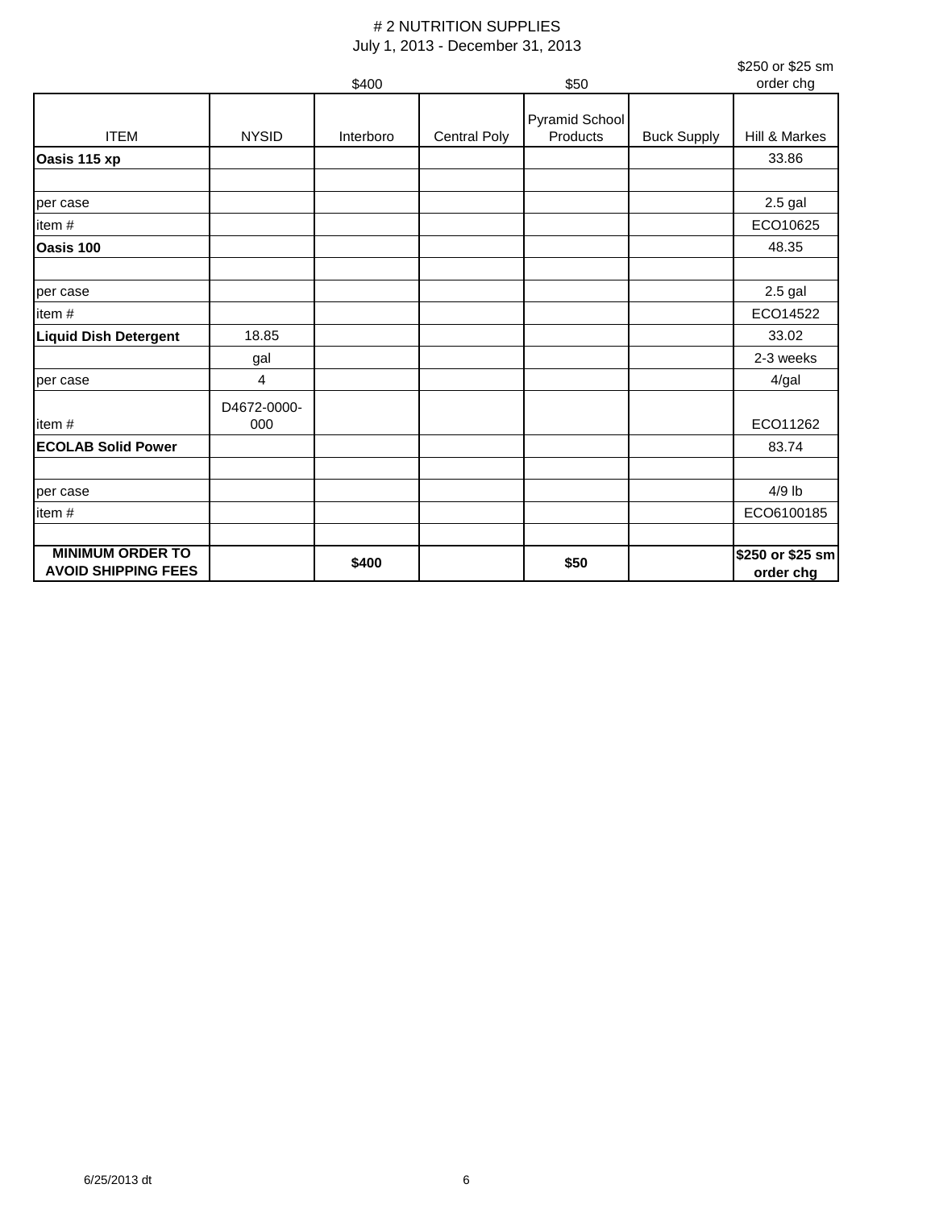# # 2 NUTRITION SUPPLIES

July 1, 2013 - December 31, 2013

| | | $400 | | $50 | | $250 or $25 sm order chg |
|---|---|---|---|---|---|---|
| ITEM | NYSID | Interboro | Central Poly | Pyramid School Products | Buck Supply | Hill & Markes |
| **Oasis 115 xp** | | | | | | 33.86 |
| | | | | | | |
| per case | | | | | | 2.5 gal |
| item # | | | | | | ECO10625 |
| **Oasis 100** | | | | | | 48.35 |
| | | | | | | |
| per case | | | | | | 2.5 gal |
| item # | | | | | | ECO14522 |
| **Liquid Dish Detergent** | 18.85 | | | | | 33.02 |
| | gal | | | | | 2-3 weeks |
| per case | 4 | | | | | 4/gal |
| item # | D4672-0000-000 | | | | | ECO11262 |
| **ECOLAB Solid Power** | | | | | | 83.74 |
| | | | | | | |
| per case | | | | | | 4/9 lb |
| item # | | | | | | ECO6100185 |
| | | | | | | |
| **MINIMUM ORDER TO AVOID SHIPPING FEES** | | **$400** | | **$50** | | **$250 or $25 sm order chg** |

6/25/2013 dt